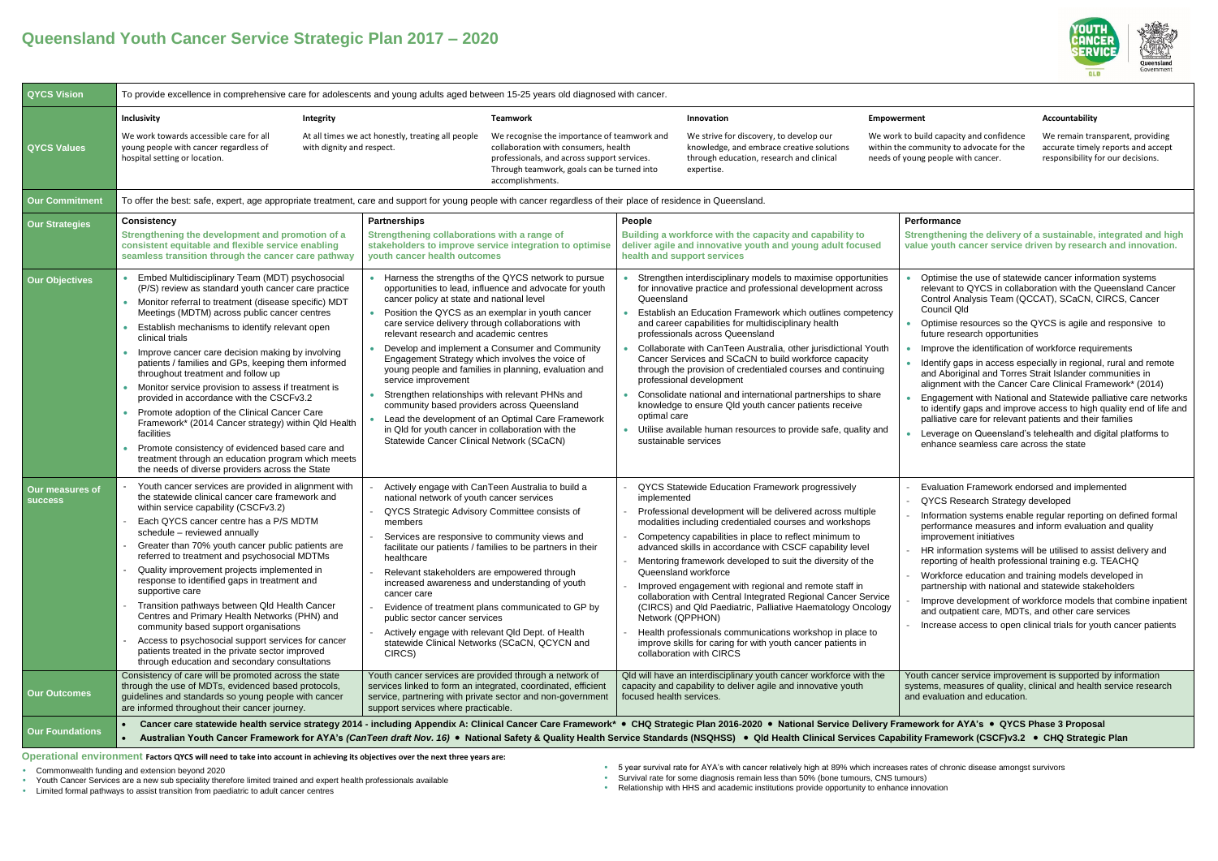# Queensland Youth Cancer Service Strategic Plan 2017 – 2020

## QYCS Vision

To provide excellence in comprehensive care for adolescents and young adults aged between 15-25 years old diagnosed with cancer.

## QYCS Values

| Inclusivity | Integrity | Teamwork | Innovation | Empowerment | Accountability |
|---|---|---|---|---|---|
| We work towards accessible care for all young people with cancer regardless of hospital setting or location. | At all times we act honestly, treating all people with dignity and respect. | We recognise the importance of teamwork and collaboration with consumers, health professionals, and across support services. Through teamwork, goals can be turned into accomplishments. | We strive for discovery, to develop our knowledge, and embrace creative solutions through education, research and clinical expertise. | We work to build capacity and confidence within the community to advocate for the needs of young people with cancer. | We remain transparent, providing accurate timely reports and accept responsibility for our decisions. |

## Our Commitment

To offer the best: safe, expert, age appropriate treatment, care and support for young people with cancer regardless of their place of residence in Queensland.

## Our Strategies, Objectives, Measures of Success and Outcomes

| | Consistency | Partnerships | People | Performance |
|---|---|---|---|---|
| **Our Strategies** | **Strengthening the development and promotion of a consistent equitable and flexible service enabling seamless transition through the cancer care pathway** | **Strengthening collaborations with a range of stakeholders to improve service integration to optimise youth cancer health outcomes** | **Building a workforce with the capacity and capability to deliver agile and innovative youth and young adult focused health and support services** | **Strengthening the delivery of a sustainable, integrated and high value youth cancer service driven by research and innovation.** |
| **Our Objectives** | • Embed Multidisciplinary Team (MDT) psychosocial (P/S) review as standard youth cancer care practice<br>• Monitor referral to treatment (disease specific) MDT Meetings (MDTM) across public cancer centres<br>• Establish mechanisms to identify relevant open clinical trials<br>• Improve cancer care decision making by involving patients / families and GPs, keeping them informed throughout treatment and follow up<br>• Monitor service provision to assess if treatment is provided in accordance with the CSCFv3.2<br>• Promote adoption of the Clinical Cancer Care Framework* (2014 Cancer strategy) within Qld Health facilities<br>• Promote consistency of evidenced based care and treatment through an education program which meets the needs of diverse providers across the State | • Harness the strengths of the QYCS network to pursue opportunities to lead, influence and advocate for youth cancer policy at state and national level<br>• Position the QYCS as an exemplar in youth cancer care service delivery through collaborations with relevant research and academic centres<br>• Develop and implement a Consumer and Community Engagement Strategy which involves the voice of young people and families in planning, evaluation and service improvement<br>• Strengthen relationships with relevant PHNs and community based providers across Queensland<br>• Lead the development of an Optimal Care Framework in Qld for youth cancer in collaboration with the Statewide Cancer Clinical Network (SCaCN) | • Strengthen interdisciplinary models to maximise opportunities for innovative practice and professional development across Queensland<br>• Establish an Education Framework which outlines competency and career capabilities for multidisciplinary health professionals across Queensland<br>• Collaborate with CanTeen Australia, other jurisdictional Youth Cancer Services and SCaCN to build workforce capacity through the provision of credentialed courses and continuing professional development<br>• Consolidate national and international partnerships to share knowledge to ensure Qld youth cancer patients receive optimal care<br>• Utilise available human resources to provide safe, quality and sustainable services | • Optimise the use of statewide cancer information systems relevant to QYCS in collaboration with the Queensland Cancer Control Analysis Team (QCCAT), SCaCN, CIRCS, Cancer Council Qld<br>• Optimise resources so the QYCS is agile and responsive to future research opportunities<br>• Improve the identification of workforce requirements<br>• Identify gaps in access especially in regional, rural and remote and Aboriginal and Torres Strait Islander communities in alignment with the Cancer Care Clinical Framework* (2014)<br>• Engagement with National and Statewide palliative care networks to identify gaps and improve access to high quality end of life and palliative care for relevant patients and their families<br>• Leverage on Queensland's telehealth and digital platforms to enhance seamless care across the state |
| **Our measures of success** | - Youth cancer services are provided in alignment with the statewide clinical cancer care framework and within service capability (CSCFv3.2)<br>- Each QYCS cancer centre has a P/S MDTM schedule – reviewed annually<br>- Greater than 70% youth cancer public patients are referred to treatment and psychosocial MDTMs<br>- Quality improvement projects implemented in response to identified gaps in treatment and supportive care<br>- Transition pathways between Qld Health Cancer Centres and Primary Health Networks (PHN) and community based support organisations<br>- Access to psychosocial support services for cancer patients treated in the private sector improved through education and secondary consultations | - Actively engage with CanTeen Australia to build a national network of youth cancer services<br>- QYCS Strategic Advisory Committee consists of members<br>- Services are responsive to community views and facilitate our patients / families to be partners in their healthcare<br>- Relevant stakeholders are empowered through increased awareness and understanding of youth cancer care<br>- Evidence of treatment plans communicated to GP by public sector cancer services<br>- Actively engage with relevant Qld Dept. of Health statewide Clinical Networks (SCaCN, QCYCN and CIRCS) | - QYCS Statewide Education Framework progressively implemented<br>- Professional development will be delivered across multiple modalities including credentialed courses and workshops<br>- Competency capabilities in place to reflect minimum to advanced skills in accordance with CSCF capability level<br>- Mentoring framework developed to suit the diversity of the Queensland workforce<br>- Improved engagement with regional and remote staff in collaboration with Central Integrated Regional Cancer Service (CIRCS) and Qld Paediatric, Palliative Haematology Oncology Network (QPPHON)<br>- Health professionals communications workshop in place to improve skills for caring for with youth cancer patients in collaboration with CIRCS | - Evaluation Framework endorsed and implemented<br>- QYCS Research Strategy developed<br>- Information systems enable regular reporting on defined formal performance measures and inform evaluation and quality improvement initiatives<br>- HR information systems will be utilised to assist delivery and reporting of health professional training e.g. TEACHQ<br>- Workforce education and training models developed in partnership with national and statewide stakeholders<br>- Improve development of workforce models that combine inpatient and outpatient care, MDTs, and other care services<br>- Increase access to open clinical trials for youth cancer patients |
| **Our Outcomes** | Consistency of care will be promoted across the state through the use of MDTs, evidenced based protocols, guidelines and standards so young people with cancer are informed throughout their cancer journey. | Youth cancer services are provided through a network of services linked to form an integrated, coordinated, efficient service, partnering with private sector and non-government support services where practicable. | Qld will have an interdisciplinary youth cancer workforce with the capacity and capability to deliver agile and innovative youth focused health services. | Youth cancer service improvement is supported by information systems, measures of quality, clinical and health service research and evaluation and education. |

## Our Foundations

- **Cancer care statewide health service strategy 2014 - including Appendix A: Clinical Cancer Care Framework\* • CHQ Strategic Plan 2016-2020 • National Service Delivery Framework for AYA's • QYCS Phase 3 Proposal**
- **Australian Youth Cancer Framework for AYA's *(CanTeen draft Nov. 16)* • National Safety & Quality Health Service Standards (NSQHSS) • Qld Health Clinical Services Capability Framework (CSCF)v3.2 • CHQ Strategic Plan**

## Operational environment

**Factors QYCS will need to take into account in achieving its objectives over the next three years are:**

- Commonwealth funding and extension beyond 2020
- Youth Cancer Services are a new sub speciality therefore limited trained and expert health professionals available
- Limited formal pathways to assist transition from paediatric to adult cancer centres
- 5 year survival rate for AYA's with cancer relatively high at 89% which increases rates of chronic disease amongst survivors
- Survival rate for some diagnosis remain less than 50% (bone tumours, CNS tumours)
- Relationship with HHS and academic institutions provide opportunity to enhance innovation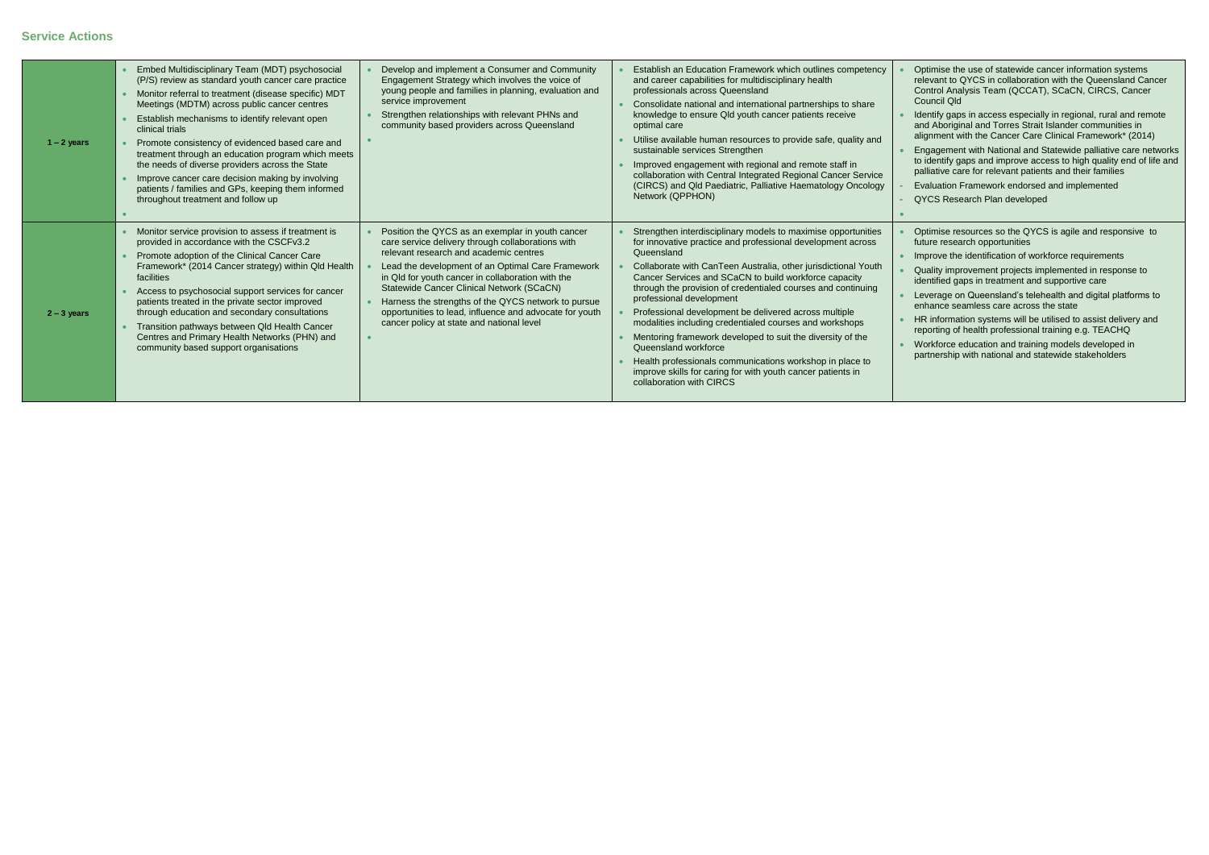## Service Actions

| | | | | |
|---|---|---|---|---|
| **1 – 2 years** | • Embed Multidisciplinary Team (MDT) psychosocial (P/S) review as standard youth cancer care practice<br>• Monitor referral to treatment (disease specific) MDT Meetings (MDTM) across public cancer centres<br>• Establish mechanisms to identify relevant open clinical trials<br>• Promote consistency of evidenced based care and treatment through an education program which meets the needs of diverse providers across the State<br>• Improve cancer care decision making by involving patients / families and GPs, keeping them informed throughout treatment and follow up<br>• | • Develop and implement a Consumer and Community Engagement Strategy which involves the voice of young people and families in planning, evaluation and service improvement<br>• Strengthen relationships with relevant PHNs and community based providers across Queensland<br>• | • Establish an Education Framework which outlines competency and career capabilities for multidisciplinary health professionals across Queensland<br>• Consolidate national and international partnerships to share knowledge to ensure Qld youth cancer patients receive optimal care<br>• Utilise available human resources to provide safe, quality and sustainable services Strengthen<br>• Improved engagement with regional and remote staff in collaboration with Central Integrated Regional Cancer Service (CIRCS) and Qld Paediatric, Palliative Haematology Oncology Network (QPPHON) | • Optimise the use of statewide cancer information systems relevant to QYCS in collaboration with the Queensland Cancer Control Analysis Team (QCCAT), SCaCN, CIRCS, Cancer Council Qld<br>• Identify gaps in access especially in regional, rural and remote and Aboriginal and Torres Strait Islander communities in alignment with the Cancer Care Clinical Framework* (2014)<br>• Engagement with National and Statewide palliative care networks to identify gaps and improve access to high quality end of life and palliative care for relevant patients and their families<br>- Evaluation Framework endorsed and implemented<br>- QYCS Research Plan developed<br>• |
| **2 – 3 years** | • Monitor service provision to assess if treatment is provided in accordance with the CSCFv3.2<br>• Promote adoption of the Clinical Cancer Care Framework* (2014 Cancer strategy) within Qld Health facilities<br>• Access to psychosocial support services for cancer patients treated in the private sector improved through education and secondary consultations<br>• Transition pathways between Qld Health Cancer Centres and Primary Health Networks (PHN) and community based support organisations | • Position the QYCS as an exemplar in youth cancer care service delivery through collaborations with relevant research and academic centres<br>• Lead the development of an Optimal Care Framework in Qld for youth cancer in collaboration with the Statewide Cancer Clinical Network (SCaCN)<br>• Harness the strengths of the QYCS network to pursue opportunities to lead, influence and advocate for youth cancer policy at state and national level<br>• | • Strengthen interdisciplinary models to maximise opportunities for innovative practice and professional development across Queensland<br>• Collaborate with CanTeen Australia, other jurisdictional Youth Cancer Services and SCaCN to build workforce capacity through the provision of credentialed courses and continuing professional development<br>• Professional development be delivered across multiple modalities including credentialed courses and workshops<br>• Mentoring framework developed to suit the diversity of the Queensland workforce<br>• Health professionals communications workshop in place to improve skills for caring for with youth cancer patients in collaboration with CIRCS | • Optimise resources so the QYCS is agile and responsive to future research opportunities<br>• Improve the identification of workforce requirements<br>• Quality improvement projects implemented in response to identified gaps in treatment and supportive care<br>• Leverage on Queensland's telehealth and digital platforms to enhance seamless care across the state<br>• HR information systems will be utilised to assist delivery and reporting of health professional training e.g. TEACHQ<br>• Workforce education and training models developed in partnership with national and statewide stakeholders |